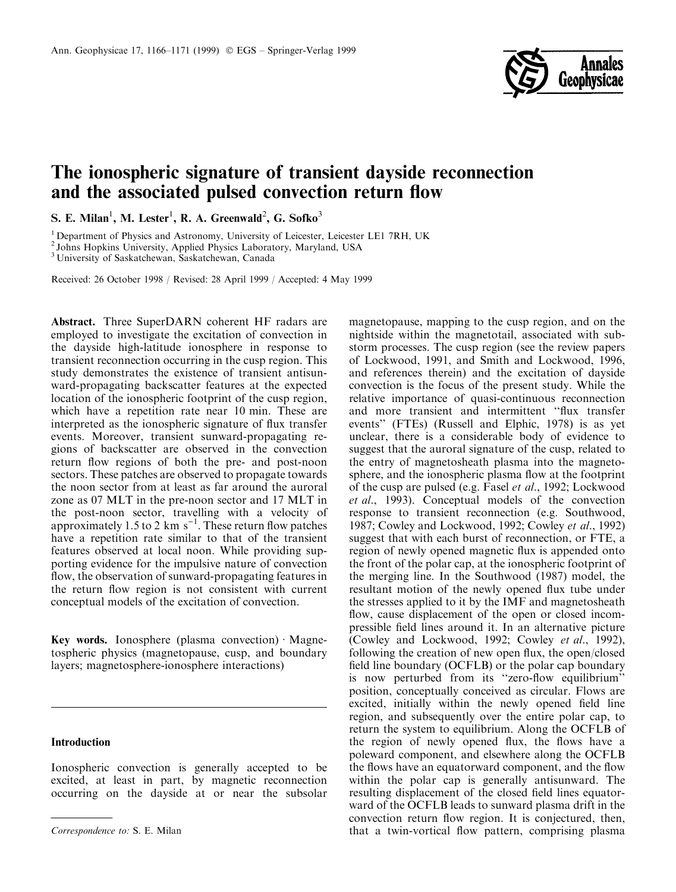# The ionospheric signature of transient dayside reconnection and the associated pulsed convection return flow

S. E. Milan[1], M. Lester[1], R. A. Greenwald[2], G. Sofko[3]

[1] Department of Physics and Astronomy, University of Leicester, Leicester LE1 7RH, UK
[2] Johns Hopkins University, Applied Physics Laboratory, Maryland, USA
[3] University of Saskatchewan, Saskatchewan, Canada

Received: 26 October 1998 / Revised: 28 April 1999 / Accepted: 4 May 1999

**Abstract.** Three SuperDARN coherent HF radars are employed to investigate the excitation of convection in the dayside high-latitude ionosphere in response to transient reconnection occurring in the cusp region. This study demonstrates the existence of transient antisunward-propagating backscatter features at the expected location of the ionospheric footprint of the cusp region, which have a repetition rate near 10 min. These are interpreted as the ionospheric signature of flux transfer events. Moreover, transient sunward-propagating regions of backscatter are observed in the convection return flow regions of both the pre- and post-noon sectors. These patches are observed to propagate towards the noon sector from at least as far around the auroral zone as 07 MLT in the pre-noon sector and 17 MLT in the post-noon sector, travelling with a velocity of approximately 1.5 to 2 km s$^{-1}$. These return flow patches have a repetition rate similar to that of the transient features observed at local noon. While providing supporting evidence for the impulsive nature of convection flow, the observation of sunward-propagating features in the return flow region is not consistent with current conceptual models of the excitation of convection.

**Key words.** Ionosphere (plasma convection) · Magnetospheric physics (magnetopause, cusp, and boundary layers; magnetosphere-ionosphere interactions)

## Introduction

Ionospheric convection is generally accepted to be excited, at least in part, by magnetic reconnection occurring on the dayside at or near the subsolar magnetopause, mapping to the cusp region, and on the nightside within the magnetotail, associated with substorm processes. The cusp region (see the review papers of Lockwood, 1991, and Smith and Lockwood, 1996, and references therein) and the excitation of dayside convection is the focus of the present study. While the relative importance of quasi-continuous reconnection and more transient and intermittent "flux transfer events" (FTEs) (Russell and Elphic, 1978) is as yet unclear, there is a considerable body of evidence to suggest that the auroral signature of the cusp, related to the entry of magnetosheath plasma into the magnetosphere, and the ionospheric plasma flow at the footprint of the cusp are pulsed (e.g. Fasel *et al*., 1992; Lockwood *et al*., 1993). Conceptual models of the convection response to transient reconnection (e.g. Southwood, 1987; Cowley and Lockwood, 1992; Cowley *et al*., 1992) suggest that with each burst of reconnection, or FTE, a region of newly opened magnetic flux is appended onto the front of the polar cap, at the ionospheric footprint of the merging line. In the Southwood (1987) model, the resultant motion of the newly opened flux tube under the stresses applied to it by the IMF and magnetosheath flow, cause displacement of the open or closed incompressible field lines around it. In an alternative picture (Cowley and Lockwood, 1992; Cowley *et al*., 1992), following the creation of new open flux, the open/closed field line boundary (OCFLB) or the polar cap boundary is now perturbed from its "zero-flow equilibrium" position, conceptually conceived as circular. Flows are excited, initially within the newly opened field line region, and subsequently over the entire polar cap, to return the system to equilibrium. Along the OCFLB of the region of newly opened flux, the flows have a poleward component, and elsewhere along the OCFLB the flows have an equatorward component, and the flow within the polar cap is generally antisunward. The resulting displacement of the closed field lines equatorward of the OCFLB leads to sunward plasma drift in the convection return flow region. It is conjectured, then, that a twin-vortical flow pattern, comprising plasma

*Correspondence to:* S. E. Milan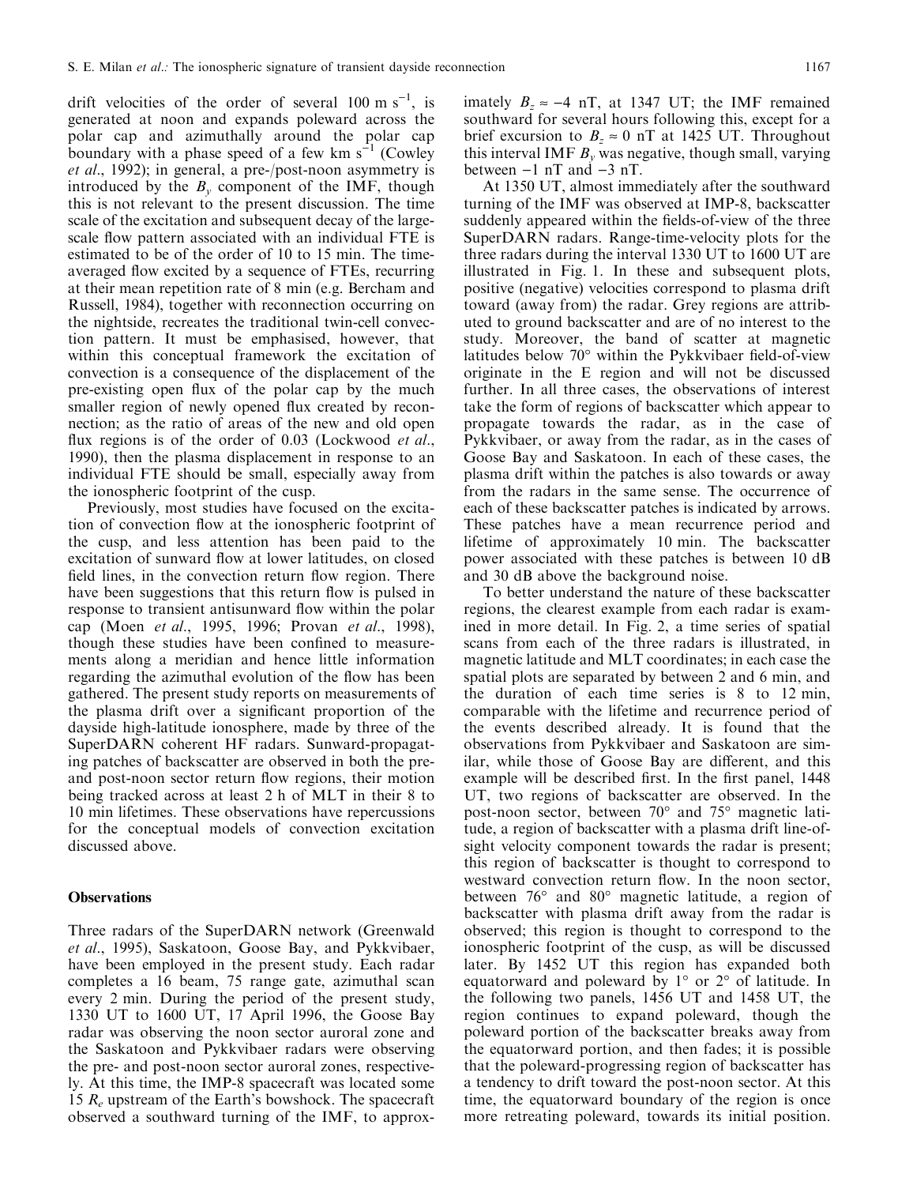drift velocities of the order of several 100 m s$^{-1}$, is generated at noon and expands poleward across the polar cap and azimuthally around the polar cap boundary with a phase speed of a few km s$^{-1}$ (Cowley *et al*., 1992); in general, a pre-/post-noon asymmetry is introduced by the $B_y$ component of the IMF, though this is not relevant to the present discussion. The time scale of the excitation and subsequent decay of the large-scale flow pattern associated with an individual FTE is estimated to be of the order of 10 to 15 min. The time-averaged flow excited by a sequence of FTEs, recurring at their mean repetition rate of 8 min (e.g. Bercham and Russell, 1984), together with reconnection occurring on the nightside, recreates the traditional twin-cell convection pattern. It must be emphasised, however, that within this conceptual framework the excitation of convection is a consequence of the displacement of the pre-existing open flux of the polar cap by the much smaller region of newly opened flux created by reconnection; as the ratio of areas of the new and old open flux regions is of the order of 0.03 (Lockwood *et al*., 1990), then the plasma displacement in response to an individual FTE should be small, especially away from the ionospheric footprint of the cusp.

Previously, most studies have focused on the excitation of convection flow at the ionospheric footprint of the cusp, and less attention has been paid to the excitation of sunward flow at lower latitudes, on closed field lines, in the convection return flow region. There have been suggestions that this return flow is pulsed in response to transient antisunward flow within the polar cap (Moen *et al*., 1995, 1996; Provan *et al*., 1998), though these studies have been confined to measurements along a meridian and hence little information regarding the azimuthal evolution of the flow has been gathered. The present study reports on measurements of the plasma drift over a significant proportion of the dayside high-latitude ionosphere, made by three of the SuperDARN coherent HF radars. Sunward-propagating patches of backscatter are observed in both the pre- and post-noon sector return flow regions, their motion being tracked across at least 2 h of MLT in their 8 to 10 min lifetimes. These observations have repercussions for the conceptual models of convection excitation discussed above.

## Observations

Three radars of the SuperDARN network (Greenwald *et al*., 1995), Saskatoon, Goose Bay, and Pykkvibaer, have been employed in the present study. Each radar completes a 16 beam, 75 range gate, azimuthal scan every 2 min. During the period of the present study, 1330 UT to 1600 UT, 17 April 1996, the Goose Bay radar was observing the noon sector auroral zone and the Saskatoon and Pykkvibaer radars were observing the pre- and post-noon sector auroral zones, respectively. At this time, the IMP-8 spacecraft was located some 15 $R_e$ upstream of the Earth's bowshock. The spacecraft observed a southward turning of the IMF, to approximately $B_z \approx -4$ nT, at 1347 UT; the IMF remained southward for several hours following this, except for a brief excursion to $B_z \approx 0$ nT at 1425 UT. Throughout this interval IMF $B_y$ was negative, though small, varying between −1 nT and −3 nT.

At 1350 UT, almost immediately after the southward turning of the IMF was observed at IMP-8, backscatter suddenly appeared within the fields-of-view of the three SuperDARN radars. Range-time-velocity plots for the three radars during the interval 1330 UT to 1600 UT are illustrated in Fig. 1. In these and subsequent plots, positive (negative) velocities correspond to plasma drift toward (away from) the radar. Grey regions are attributed to ground backscatter and are of no interest to the study. Moreover, the band of scatter at magnetic latitudes below 70° within the Pykkvibaer field-of-view originate in the E region and will not be discussed further. In all three cases, the observations of interest take the form of regions of backscatter which appear to propagate towards the radar, as in the case of Pykkvibaer, or away from the radar, as in the cases of Goose Bay and Saskatoon. In each of these cases, the plasma drift within the patches is also towards or away from the radars in the same sense. The occurrence of each of these backscatter patches is indicated by arrows. These patches have a mean recurrence period and lifetime of approximately 10 min. The backscatter power associated with these patches is between 10 dB and 30 dB above the background noise.

To better understand the nature of these backscatter regions, the clearest example from each radar is examined in more detail. In Fig. 2, a time series of spatial scans from each of the three radars is illustrated, in magnetic latitude and MLT coordinates; in each case the spatial plots are separated by between 2 and 6 min, and the duration of each time series is 8 to 12 min, comparable with the lifetime and recurrence period of the events described already. It is found that the observations from Pykkvibaer and Saskatoon are similar, while those of Goose Bay are different, and this example will be described first. In the first panel, 1448 UT, two regions of backscatter are observed. In the post-noon sector, between 70° and 75° magnetic latitude, a region of backscatter with a plasma drift line-of-sight velocity component towards the radar is present; this region of backscatter is thought to correspond to westward convection return flow. In the noon sector, between 76° and 80° magnetic latitude, a region of backscatter with plasma drift away from the radar is observed; this region is thought to correspond to the ionospheric footprint of the cusp, as will be discussed later. By 1452 UT this region has expanded both equatorward and poleward by 1° or 2° of latitude. In the following two panels, 1456 UT and 1458 UT, the region continues to expand poleward, though the poleward portion of the backscatter breaks away from the equatorward portion, and then fades; it is possible that the poleward-progressing region of backscatter has a tendency to drift toward the post-noon sector. At this time, the equatorward boundary of the region is once more retreating poleward, towards its initial position.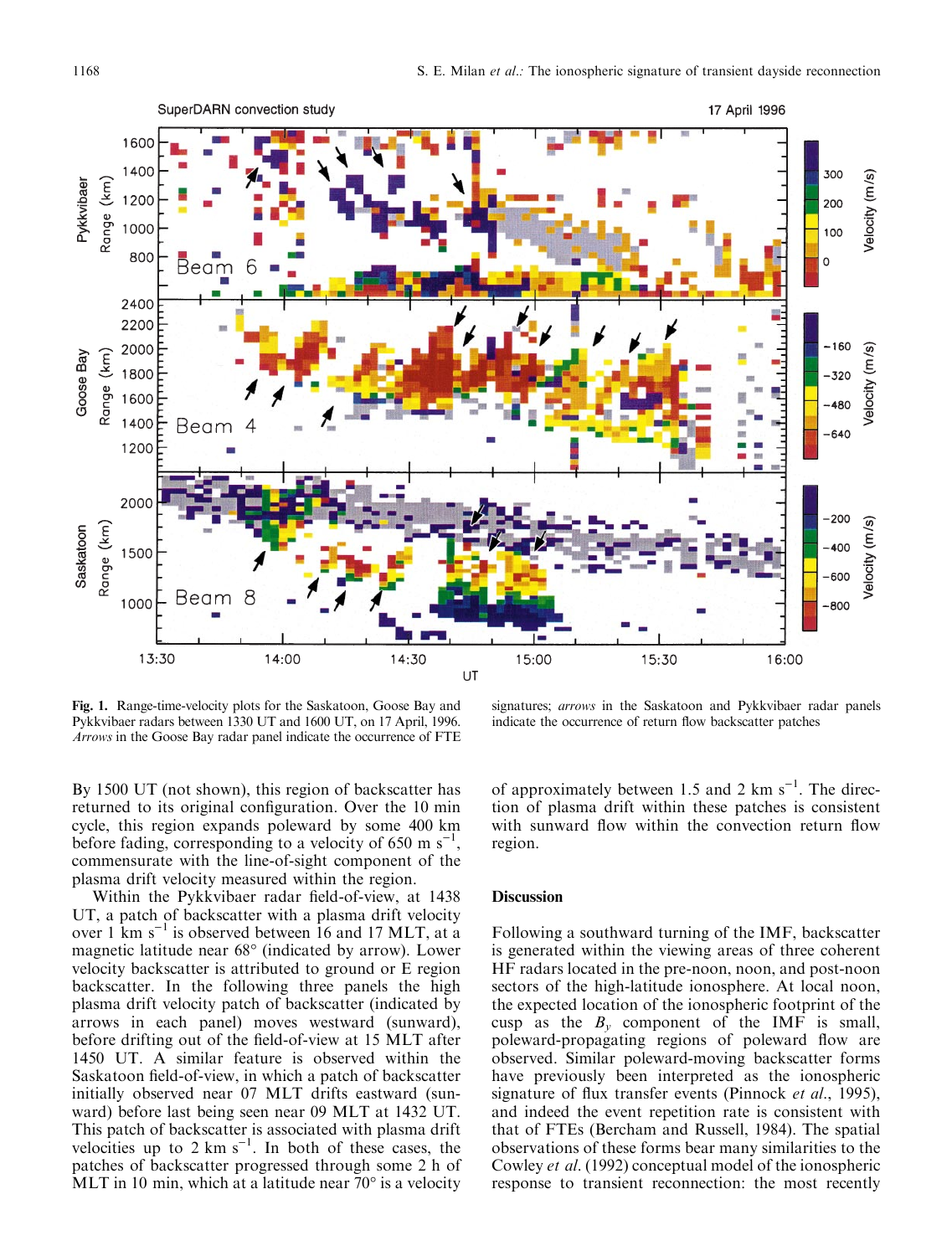**Fig. 1.** Range-time-velocity plots for the Saskatoon, Goose Bay and Pykkvibaer radars between 1330 UT and 1600 UT, on 17 April, 1996. *Arrows* in the Goose Bay radar panel indicate the occurrence of FTE signatures; *arrows* in the Saskatoon and Pykkvibaer radar panels indicate the occurrence of return flow backscatter patches

By 1500 UT (not shown), this region of backscatter has returned to its original configuration. Over the 10 min cycle, this region expands poleward by some 400 km before fading, corresponding to a velocity of 650 m s$^{-1}$, commensurate with the line-of-sight component of the plasma drift velocity measured within the region.

Within the Pykkvibaer radar field-of-view, at 1438 UT, a patch of backscatter with a plasma drift velocity over 1 km s$^{-1}$ is observed between 16 and 17 MLT, at a magnetic latitude near 68° (indicated by arrow). Lower velocity backscatter is attributed to ground or E region backscatter. In the following three panels the high plasma drift velocity patch of backscatter (indicated by arrows in each panel) moves westward (sunward), before drifting out of the field-of-view at 15 MLT after 1450 UT. A similar feature is observed within the Saskatoon field-of-view, in which a patch of backscatter initially observed near 07 MLT drifts eastward (sunward) before last being seen near 09 MLT at 1432 UT. This patch of backscatter is associated with plasma drift velocities up to 2 km s$^{-1}$. In both of these cases, the patches of backscatter progressed through some 2 h of MLT in 10 min, which at a latitude near 70° is a velocity of approximately between 1.5 and 2 km s$^{-1}$. The direction of plasma drift within these patches is consistent with sunward flow within the convection return flow region.

## Discussion

Following a southward turning of the IMF, backscatter is generated within the viewing areas of three coherent HF radars located in the pre-noon, noon, and post-noon sectors of the high-latitude ionosphere. At local noon, the expected location of the ionospheric footprint of the cusp as the $B_y$ component of the IMF is small, poleward-propagating regions of poleward flow are observed. Similar poleward-moving backscatter forms have previously been interpreted as the ionospheric signature of flux transfer events (Pinnock *et al.*, 1995), and indeed the event repetition rate is consistent with that of FTEs (Bercham and Russell, 1984). The spatial observations of these forms bear many similarities to the Cowley *et al.* (1992) conceptual model of the ionospheric response to transient reconnection: the most recently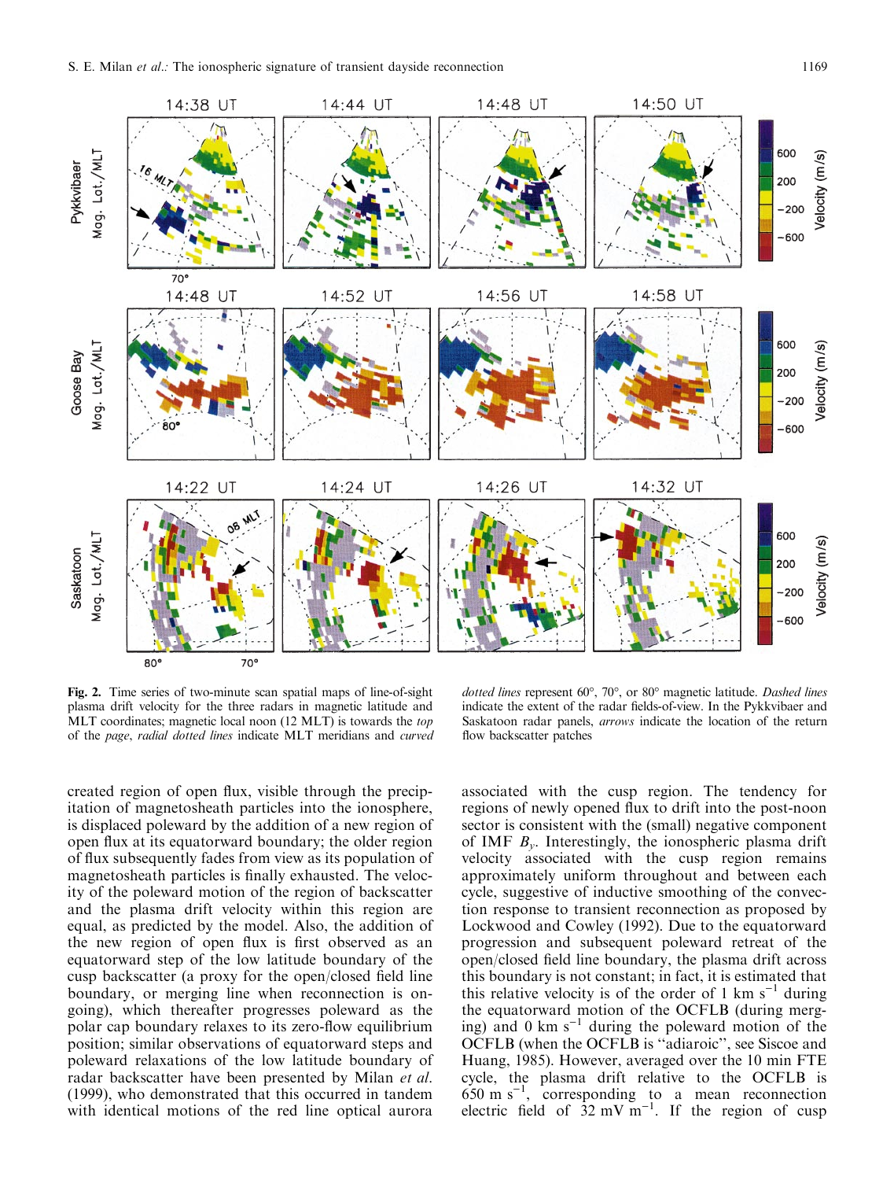**Fig. 2.** Time series of two-minute scan spatial maps of line-of-sight plasma drift velocity for the three radars in magnetic latitude and MLT coordinates; magnetic local noon (12 MLT) is towards the *top* of the *page*, *radial dotted lines* indicate MLT meridians and *curved dotted lines* represent 60°, 70°, or 80° magnetic latitude. *Dashed lines* indicate the extent of the radar fields-of-view. In the Pykkvibaer and Saskatoon radar panels, *arrows* indicate the location of the return flow backscatter patches

created region of open flux, visible through the precipitation of magnetosheath particles into the ionosphere, is displaced poleward by the addition of a new region of open flux at its equatorward boundary; the older region of flux subsequently fades from view as its population of magnetosheath particles is finally exhausted. The velocity of the poleward motion of the region of backscatter and the plasma drift velocity within this region are equal, as predicted by the model. Also, the addition of the new region of open flux is first observed as an equatorward step of the low latitude boundary of the cusp backscatter (a proxy for the open/closed field line boundary, or merging line when reconnection is ongoing), which thereafter progresses poleward as the polar cap boundary relaxes to its zero-flow equilibrium position; similar observations of equatorward steps and poleward relaxations of the low latitude boundary of radar backscatter have been presented by Milan *et al.* (1999), who demonstrated that this occurred in tandem with identical motions of the red line optical aurora associated with the cusp region. The tendency for regions of newly opened flux to drift into the post-noon sector is consistent with the (small) negative component of IMF $B_y$. Interestingly, the ionospheric plasma drift velocity associated with the cusp region remains approximately uniform throughout and between each cycle, suggestive of inductive smoothing of the convection response to transient reconnection as proposed by Lockwood and Cowley (1992). Due to the equatorward progression and subsequent poleward retreat of the open/closed field line boundary, the plasma drift across this boundary is not constant; in fact, it is estimated that this relative velocity is of the order of 1 km s$^{-1}$ during the equatorward motion of the OCFLB (during merging) and 0 km s$^{-1}$ during the poleward motion of the OCFLB (when the OCFLB is "adiaroic", see Siscoe and Huang, 1985). However, averaged over the 10 min FTE cycle, the plasma drift relative to the OCFLB is 650 m s$^{-1}$, corresponding to a mean reconnection electric field of 32 mV m$^{-1}$. If the region of cusp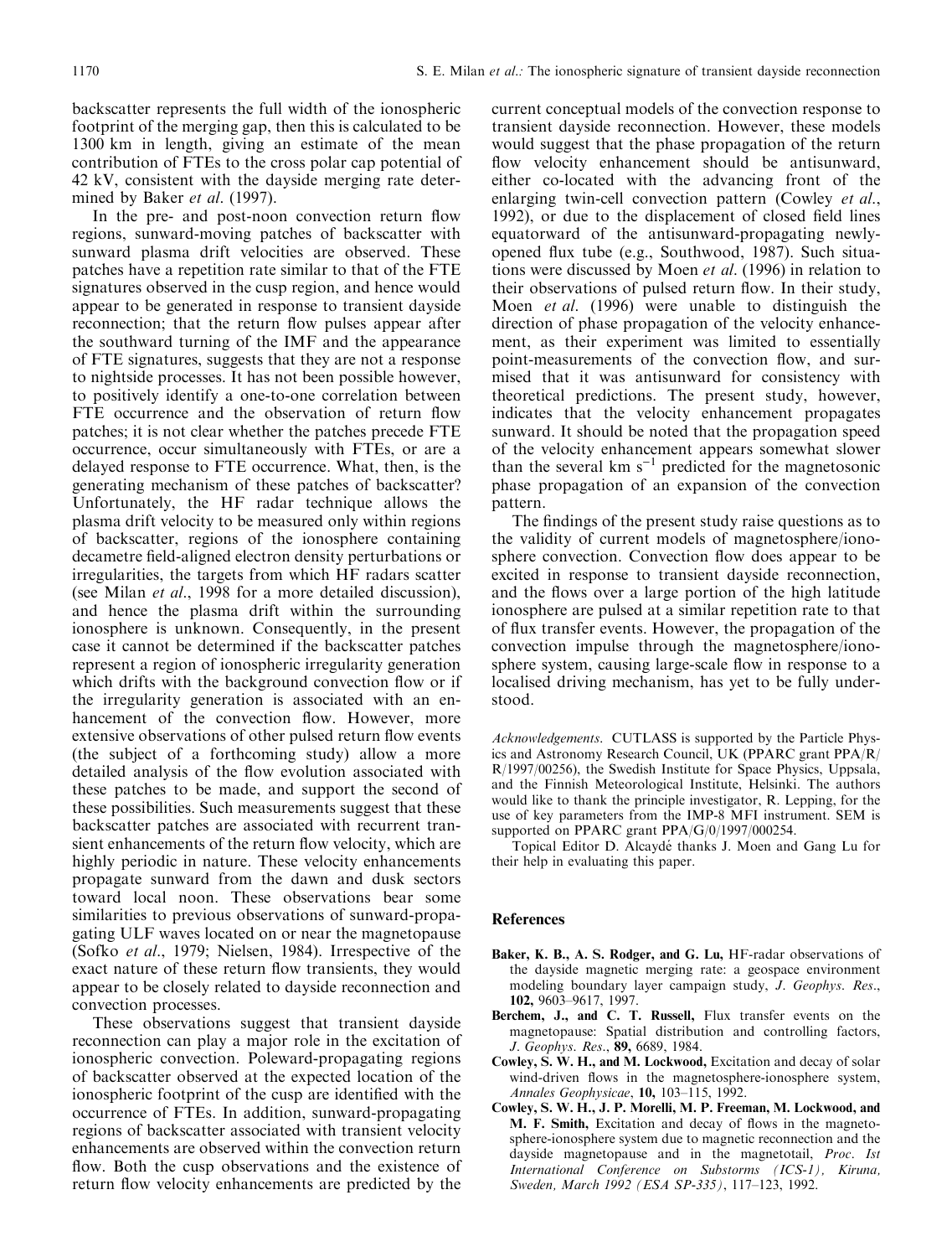backscatter represents the full width of the ionospheric footprint of the merging gap, then this is calculated to be 1300 km in length, giving an estimate of the mean contribution of FTEs to the cross polar cap potential of 42 kV, consistent with the dayside merging rate determined by Baker *et al*. (1997).

In the pre- and post-noon convection return flow regions, sunward-moving patches of backscatter with sunward plasma drift velocities are observed. These patches have a repetition rate similar to that of the FTE signatures observed in the cusp region, and hence would appear to be generated in response to transient dayside reconnection; that the return flow pulses appear after the southward turning of the IMF and the appearance of FTE signatures, suggests that they are not a response to nightside processes. It has not been possible however, to positively identify a one-to-one correlation between FTE occurrence and the observation of return flow patches; it is not clear whether the patches precede FTE occurrence, occur simultaneously with FTEs, or are a delayed response to FTE occurrence. What, then, is the generating mechanism of these patches of backscatter? Unfortunately, the HF radar technique allows the plasma drift velocity to be measured only within regions of backscatter, regions of the ionosphere containing decametre field-aligned electron density perturbations or irregularities, the targets from which HF radars scatter (see Milan *et al*., 1998 for a more detailed discussion), and hence the plasma drift within the surrounding ionosphere is unknown. Consequently, in the present case it cannot be determined if the backscatter patches represent a region of ionospheric irregularity generation which drifts with the background convection flow or if the irregularity generation is associated with an enhancement of the convection flow. However, more extensive observations of other pulsed return flow events (the subject of a forthcoming study) allow a more detailed analysis of the flow evolution associated with these patches to be made, and support the second of these possibilities. Such measurements suggest that these backscatter patches are associated with recurrent transient enhancements of the return flow velocity, which are highly periodic in nature. These velocity enhancements propagate sunward from the dawn and dusk sectors toward local noon. These observations bear some similarities to previous observations of sunward-propagating ULF waves located on or near the magnetopause (Sofko *et al*., 1979; Nielsen, 1984). Irrespective of the exact nature of these return flow transients, they would appear to be closely related to dayside reconnection and convection processes.

These observations suggest that transient dayside reconnection can play a major role in the excitation of ionospheric convection. Poleward-propagating regions of backscatter observed at the expected location of the ionospheric footprint of the cusp are identified with the occurrence of FTEs. In addition, sunward-propagating regions of backscatter associated with transient velocity enhancements are observed within the convection return flow. Both the cusp observations and the existence of return flow velocity enhancements are predicted by the current conceptual models of the convection response to transient dayside reconnection. However, these models would suggest that the phase propagation of the return flow velocity enhancement should be antisunward, either co-located with the advancing front of the enlarging twin-cell convection pattern (Cowley *et al*., 1992), or due to the displacement of closed field lines equatorward of the antisunward-propagating newly-opened flux tube (e.g., Southwood, 1987). Such situations were discussed by Moen *et al*. (1996) in relation to their observations of pulsed return flow. In their study, Moen *et al*. (1996) were unable to distinguish the direction of phase propagation of the velocity enhancement, as their experiment was limited to essentially point-measurements of the convection flow, and surmised that it was antisunward for consistency with theoretical predictions. The present study, however, indicates that the velocity enhancement propagates sunward. It should be noted that the propagation speed of the velocity enhancement appears somewhat slower than the several km $s^{-1}$ predicted for the magnetosonic phase propagation of an expansion of the convection pattern.

The findings of the present study raise questions as to the validity of current models of magnetosphere/ionosphere convection. Convection flow does appear to be excited in response to transient dayside reconnection, and the flows over a large portion of the high latitude ionosphere are pulsed at a similar repetition rate to that of flux transfer events. However, the propagation of the convection impulse through the magnetosphere/ionosphere system, causing large-scale flow in response to a localised driving mechanism, has yet to be fully understood.

*Acknowledgements*. CUTLASS is supported by the Particle Physics and Astronomy Research Council, UK (PPARC grant PPA/R/R/1997/00256), the Swedish Institute for Space Physics, Uppsala, and the Finnish Meteorological Institute, Helsinki. The authors would like to thank the principle investigator, R. Lepping, for the use of key parameters from the IMP-8 MFI instrument. SEM is supported on PPARC grant PPA/G/0/1997/000254.

Topical Editor D. Alcaydé thanks J. Moen and Gang Lu for their help in evaluating this paper.

## References

**Baker, K. B., A. S. Rodger, and G. Lu,** HF-radar observations of the dayside magnetic merging rate: a geospace environment modeling boundary layer campaign study, *J. Geophys. Res*., **102,** 9603–9617, 1997.

**Berchem, J., and C. T. Russell,** Flux transfer events on the magnetopause: Spatial distribution and controlling factors, *J. Geophys. Res*., **89,** 6689, 1984.

**Cowley, S. W. H., and M. Lockwood,** Excitation and decay of solar wind-driven flows in the magnetosphere-ionosphere system, *Annales Geophysicae*, **10,** 103–115, 1992.

**Cowley, S. W. H., J. P. Morelli, M. P. Freeman, M. Lockwood, and M. F. Smith,** Excitation and decay of flows in the magnetosphere-ionosphere system due to magnetic reconnection and the dayside magnetopause and in the magnetotail, *Proc. 1st International Conference on Substorms (ICS-1), Kiruna, Sweden, March 1992 (ESA SP-335)*, 117–123, 1992.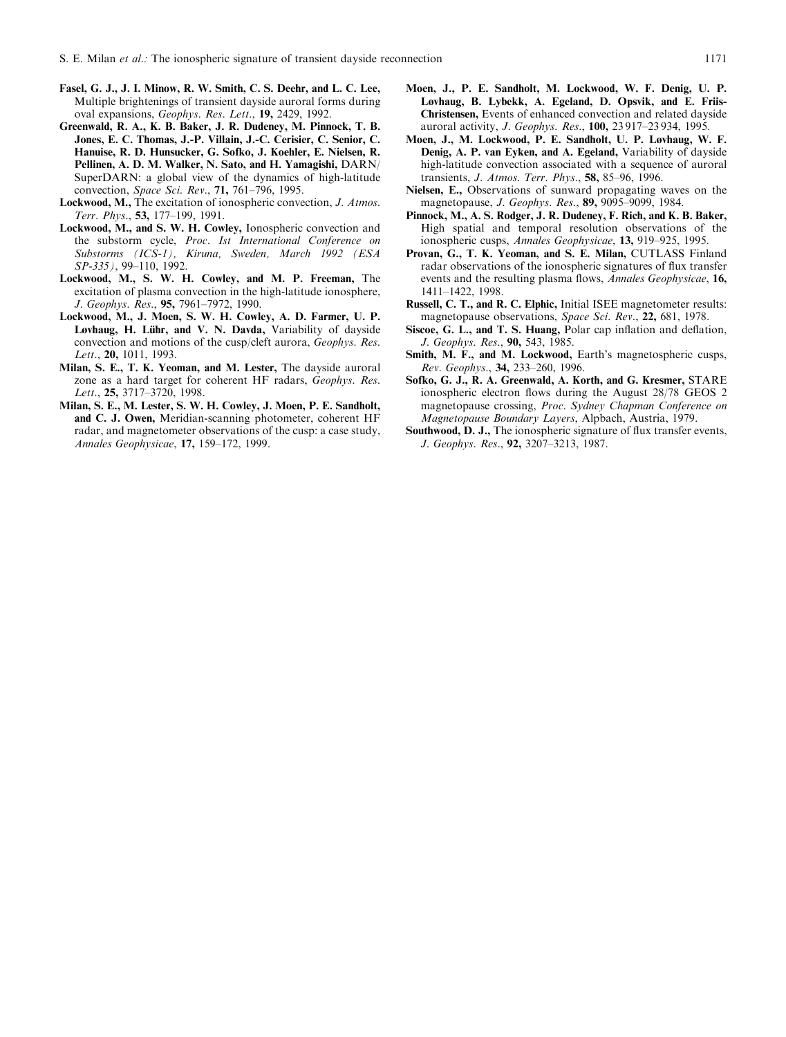**Fasel, G. J., J. I. Minow, R. W. Smith, C. S. Deehr, and L. C. Lee,** Multiple brightenings of transient dayside auroral forms during oval expansions, *Geophys. Res. Lett.*, **19,** 2429, 1992.

**Greenwald, R. A., K. B. Baker, J. R. Dudeney, M. Pinnock, T. B. Jones, E. C. Thomas, J.-P. Villain, J.-C. Cerisier, C. Senior, C. Hanuise, R. D. Hunsucker, G. Sofko, J. Koehler, E. Nielsen, R. Pellinen, A. D. M. Walker, N. Sato, and H. Yamagishi,** DARN/SuperDARN: a global view of the dynamics of high-latitude convection, *Space Sci. Rev.*, **71,** 761–796, 1995.

**Lockwood, M.,** The excitation of ionospheric convection, *J. Atmos. Terr. Phys.*, **53,** 177–199, 1991.

**Lockwood, M., and S. W. H. Cowley,** Ionospheric convection and the substorm cycle, *Proc. Ist International Conference on Substorms (ICS-1), Kiruna, Sweden, March 1992 (ESA SP-335)*, 99–110, 1992.

**Lockwood, M., S. W. H. Cowley, and M. P. Freeman,** The excitation of plasma convection in the high-latitude ionosphere, *J. Geophys. Res.*, **95,** 7961–7972, 1990.

**Lockwood, M., J. Moen, S. W. H. Cowley, A. D. Farmer, U. P. Løvhaug, H. Lühr, and V. N. Davda,** Variability of dayside convection and motions of the cusp/cleft aurora, *Geophys. Res. Lett.*, **20,** 1011, 1993.

**Milan, S. E., T. K. Yeoman, and M. Lester,** The dayside auroral zone as a hard target for coherent HF radars, *Geophys. Res. Lett.*, **25,** 3717–3720, 1998.

**Milan, S. E., M. Lester, S. W. H. Cowley, J. Moen, P. E. Sandholt, and C. J. Owen,** Meridian-scanning photometer, coherent HF radar, and magnetometer observations of the cusp: a case study, *Annales Geophysicae*, **17,** 159–172, 1999.

**Moen, J., P. E. Sandholt, M. Lockwood, W. F. Denig, U. P. Løvhaug, B. Lybekk, A. Egeland, D. Opsvik, and E. Friis-Christensen,** Events of enhanced convection and related dayside auroral activity, *J. Geophys. Res.*, **100,** 23 917–23 934, 1995.

**Moen, J., M. Lockwood, P. E. Sandholt, U. P. Løvhaug, W. F. Denig, A. P. van Eyken, and A. Egeland,** Variability of dayside high-latitude convection associated with a sequence of auroral transients, *J. Atmos. Terr. Phys.*, **58,** 85–96, 1996.

**Nielsen, E.,** Observations of sunward propagating waves on the magnetopause, *J. Geophys. Res.*, **89,** 9095–9099, 1984.

**Pinnock, M., A. S. Rodger, J. R. Dudeney, F. Rich, and K. B. Baker,** High spatial and temporal resolution observations of the ionospheric cusps, *Annales Geophysicae*, **13,** 919–925, 1995.

**Provan, G., T. K. Yeoman, and S. E. Milan,** CUTLASS Finland radar observations of the ionospheric signatures of flux transfer events and the resulting plasma flows, *Annales Geophysicae*, **16,** 1411–1422, 1998.

**Russell, C. T., and R. C. Elphic,** Initial ISEE magnetometer results: magnetopause observations, *Space Sci. Rev.*, **22,** 681, 1978.

**Siscoe, G. L., and T. S. Huang,** Polar cap inflation and deflation, *J. Geophys. Res.*, **90,** 543, 1985.

**Smith, M. F., and M. Lockwood,** Earth's magnetospheric cusps, *Rev. Geophys.*, **34,** 233–260, 1996.

**Sofko, G. J., R. A. Greenwald, A. Korth, and G. Kresmer,** STARE ionospheric electron flows during the August 28/78 GEOS 2 magnetopause crossing, *Proc. Sydney Chapman Conference on Magnetopause Boundary Layers*, Alpbach, Austria, 1979.

**Southwood, D. J.,** The ionospheric signature of flux transfer events, *J. Geophys. Res.*, **92,** 3207–3213, 1987.